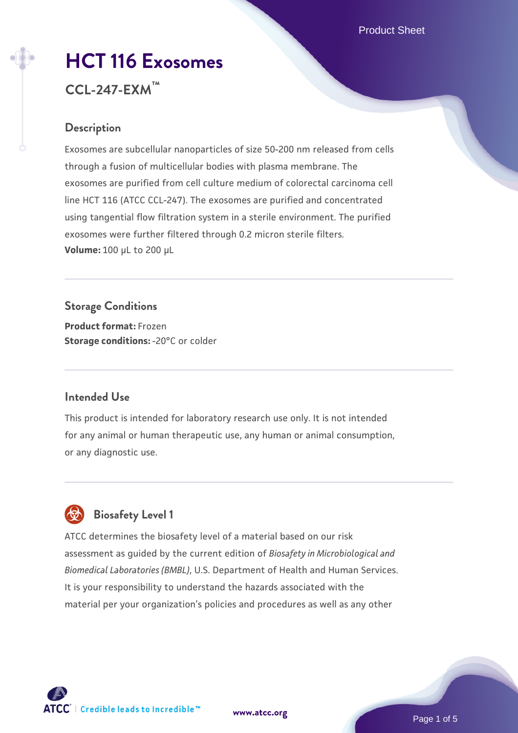# HCT 116 Exosomes

## CCL-247-EXM™

### Description

Exosomes are subcellular nanoparticles of size 50-200 nm released from cells through a fusion of multicellular bodies with plasma membrane. The exosomes are purified from cell culture medium of colorectal carcinoma cell line HCT 116 (ATCC CCL-247). The exosomes are purified and concentrated using tangential flow filtration system in a sterile environment. The purified exosomes were further filtered through 0.2 micron sterile filters.

**Volume:** 100 µL to 200 µL

### Storage Conditions

**Product format:** Frozen
**Storage conditions:** -20°C or colder

### Intended Use

This product is intended for laboratory research use only. It is not intended for any animal or human therapeutic use, any human or animal consumption, or any diagnostic use.

### Biosafety Level 1

ATCC determines the biosafety level of a material based on our risk assessment as guided by the current edition of *Biosafety in Microbiological and Biomedical Laboratories (BMBL)*, U.S. Department of Health and Human Services. It is your responsibility to understand the hazards associated with the material per your organization's policies and procedures as well as any other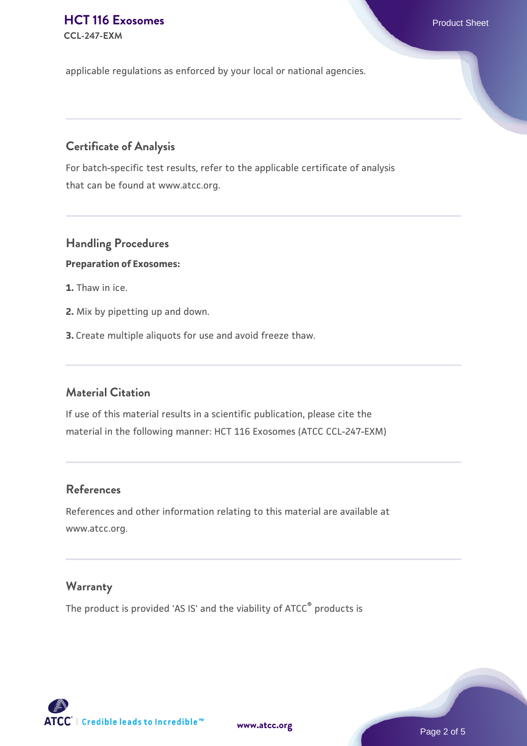applicable regulations as enforced by your local or national agencies.

## Certificate of Analysis

For batch-specific test results, refer to the applicable certificate of analysis that can be found at www.atcc.org.

## Handling Procedures

**Preparation of Exosomes:**

**1.** Thaw in ice.

**2.** Mix by pipetting up and down.

**3.** Create multiple aliquots for use and avoid freeze thaw.

## Material Citation

If use of this material results in a scientific publication, please cite the material in the following manner: HCT 116 Exosomes (ATCC CCL-247-EXM)

## References

References and other information relating to this material are available at www.atcc.org.

## Warranty

The product is provided 'AS IS' and the viability of ATCC® products is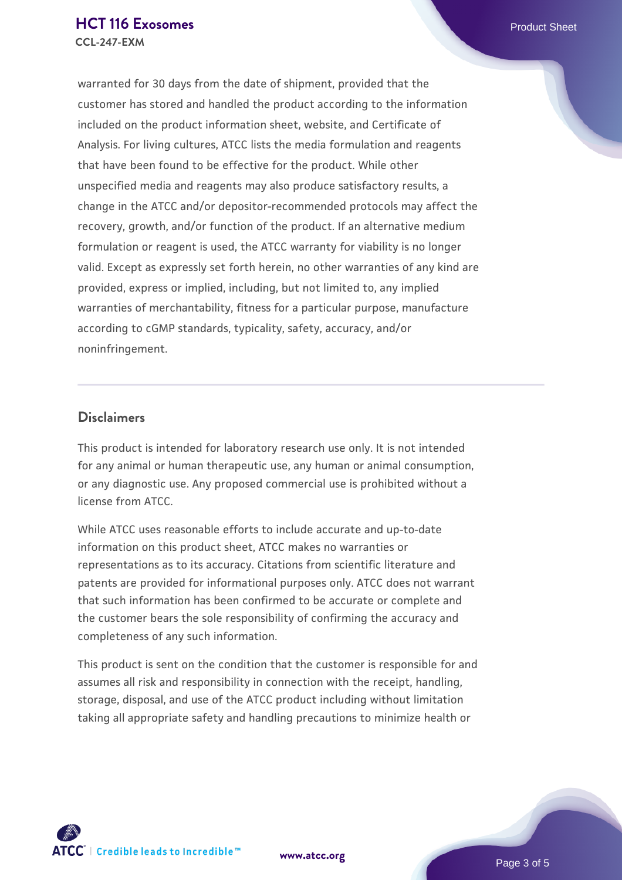warranted for 30 days from the date of shipment, provided that the customer has stored and handled the product according to the information included on the product information sheet, website, and Certificate of Analysis. For living cultures, ATCC lists the media formulation and reagents that have been found to be effective for the product. While other unspecified media and reagents may also produce satisfactory results, a change in the ATCC and/or depositor-recommended protocols may affect the recovery, growth, and/or function of the product. If an alternative medium formulation or reagent is used, the ATCC warranty for viability is no longer valid. Except as expressly set forth herein, no other warranties of any kind are provided, express or implied, including, but not limited to, any implied warranties of merchantability, fitness for a particular purpose, manufacture according to cGMP standards, typicality, safety, accuracy, and/or noninfringement.

## Disclaimers

This product is intended for laboratory research use only. It is not intended for any animal or human therapeutic use, any human or animal consumption, or any diagnostic use. Any proposed commercial use is prohibited without a license from ATCC.

While ATCC uses reasonable efforts to include accurate and up-to-date information on this product sheet, ATCC makes no warranties or representations as to its accuracy. Citations from scientific literature and patents are provided for informational purposes only. ATCC does not warrant that such information has been confirmed to be accurate or complete and the customer bears the sole responsibility of confirming the accuracy and completeness of any such information.

This product is sent on the condition that the customer is responsible for and assumes all risk and responsibility in connection with the receipt, handling, storage, disposal, and use of the ATCC product including without limitation taking all appropriate safety and handling precautions to minimize health or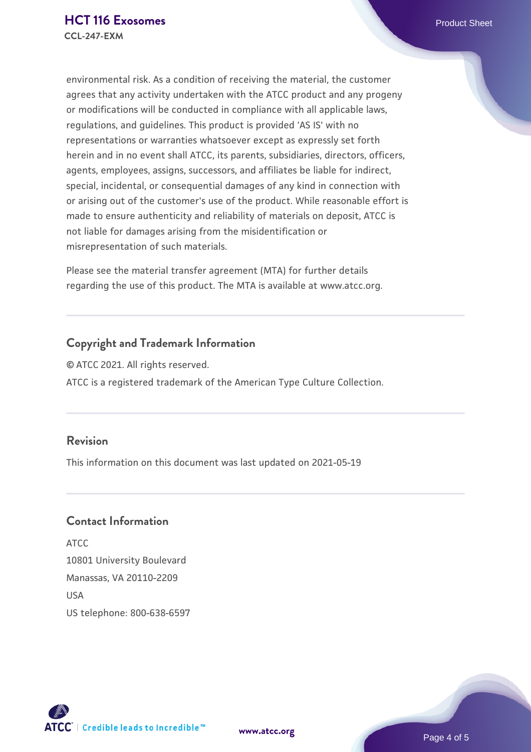environmental risk. As a condition of receiving the material, the customer agrees that any activity undertaken with the ATCC product and any progeny or modifications will be conducted in compliance with all applicable laws, regulations, and guidelines. This product is provided 'AS IS' with no representations or warranties whatsoever except as expressly set forth herein and in no event shall ATCC, its parents, subsidiaries, directors, officers, agents, employees, assigns, successors, and affiliates be liable for indirect, special, incidental, or consequential damages of any kind in connection with or arising out of the customer's use of the product. While reasonable effort is made to ensure authenticity and reliability of materials on deposit, ATCC is not liable for damages arising from the misidentification or misrepresentation of such materials.

Please see the material transfer agreement (MTA) for further details regarding the use of this product. The MTA is available at www.atcc.org.

## Copyright and Trademark Information

© ATCC 2021. All rights reserved.

ATCC is a registered trademark of the American Type Culture Collection.

## Revision

This information on this document was last updated on 2021-05-19

## Contact Information

ATCC
10801 University Boulevard
Manassas, VA 20110-2209
USA
US telephone: 800-638-6597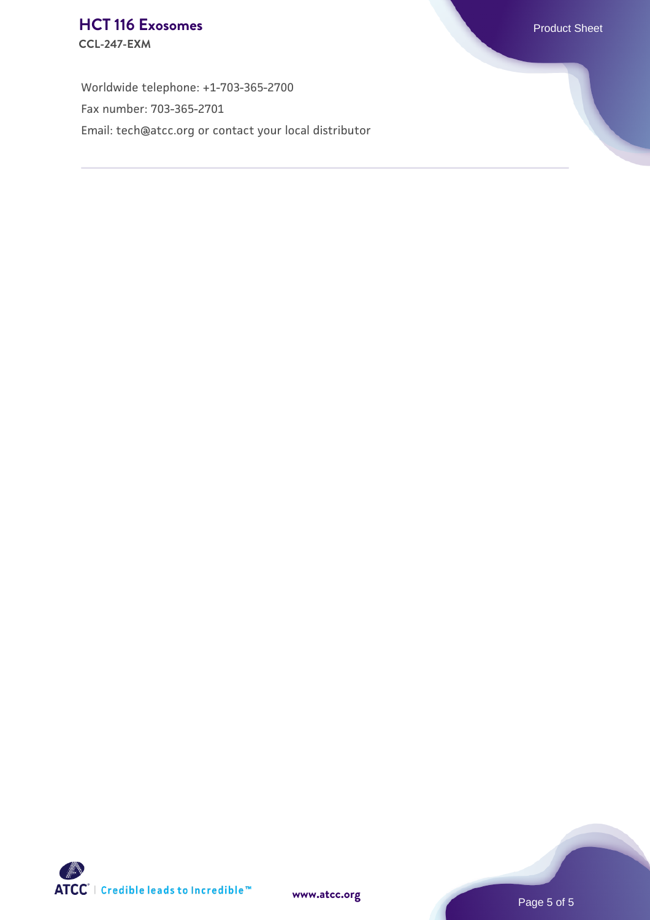Worldwide telephone: +1-703-365-2700

Fax number: 703-365-2701

Email: tech@atcc.org or contact your local distributor